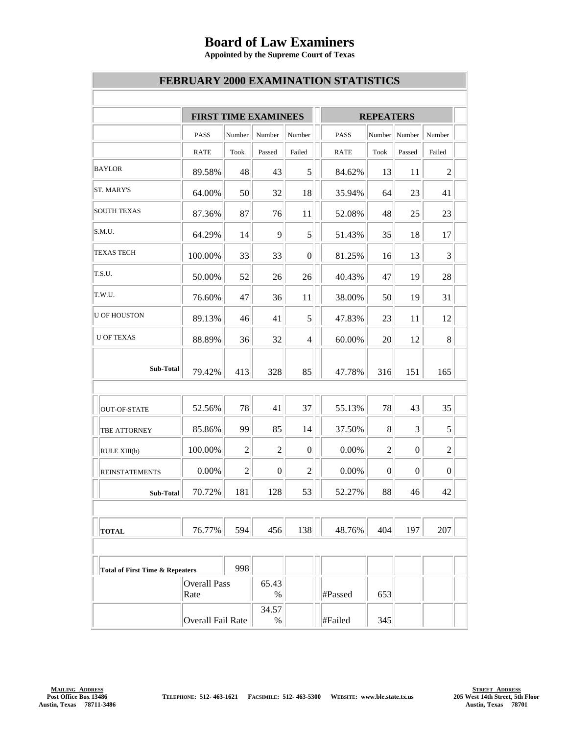# Board of Law Examiners

**Appointed by the Supreme Court of Texas**

## FEBRUARY 2000 EXAMINATION STATISTICS

| | FIRST TIME EXAMINEES | | | | REPEATERS | | | |
|---|---|---|---|---|---|---|---|---|
| | PASS RATE | Number Took | Number Passed | Number Failed | PASS RATE | Number Took | Number Passed | Number Failed |
| BAYLOR | 89.58% | 48 | 43 | 5 | 84.62% | 13 | 11 | 2 |
| ST. MARY'S | 64.00% | 50 | 32 | 18 | 35.94% | 64 | 23 | 41 |
| SOUTH TEXAS | 87.36% | 87 | 76 | 11 | 52.08% | 48 | 25 | 23 |
| S.M.U. | 64.29% | 14 | 9 | 5 | 51.43% | 35 | 18 | 17 |
| TEXAS TECH | 100.00% | 33 | 33 | 0 | 81.25% | 16 | 13 | 3 |
| T.S.U. | 50.00% | 52 | 26 | 26 | 40.43% | 47 | 19 | 28 |
| T.W.U. | 76.60% | 47 | 36 | 11 | 38.00% | 50 | 19 | 31 |
| U OF HOUSTON | 89.13% | 46 | 41 | 5 | 47.83% | 23 | 11 | 12 |
| U OF TEXAS | 88.89% | 36 | 32 | 4 | 60.00% | 20 | 12 | 8 |
| **Sub-Total** | 79.42% | 413 | 328 | 85 | 47.78% | 316 | 151 | 165 |
| OUT-OF-STATE | 52.56% | 78 | 41 | 37 | 55.13% | 78 | 43 | 35 |
| TBE ATTORNEY | 85.86% | 99 | 85 | 14 | 37.50% | 8 | 3 | 5 |
| RULE XIII(b) | 100.00% | 2 | 2 | 0 | 0.00% | 2 | 0 | 2 |
| REINSTATEMENTS | 0.00% | 2 | 0 | 2 | 0.00% | 0 | 0 | 0 |
| **Sub-Total** | 70.72% | 181 | 128 | 53 | 52.27% | 88 | 46 | 42 |
| **TOTAL** | 76.77% | 594 | 456 | 138 | 48.76% | 404 | 197 | 207 |
| **Total of First Time & Repeaters** | | 998 | | | | | | |
| | Overall Pass Rate | | 65.43 % | | #Passed | 653 | | |
| | Overall Fail Rate | | 34.57 % | | #Failed | 345 | | |

**MAILING ADDRESS**
Post Office Box 13486
Austin, Texas 78711-3486

TELEPHONE: 512- 463-1621 FACSIMILE: 512- 463-5300 WEBSITE: www.ble.state.tx.us

**STREET ADDRESS**
205 West 14th Street, 5th Floor
Austin, Texas 78701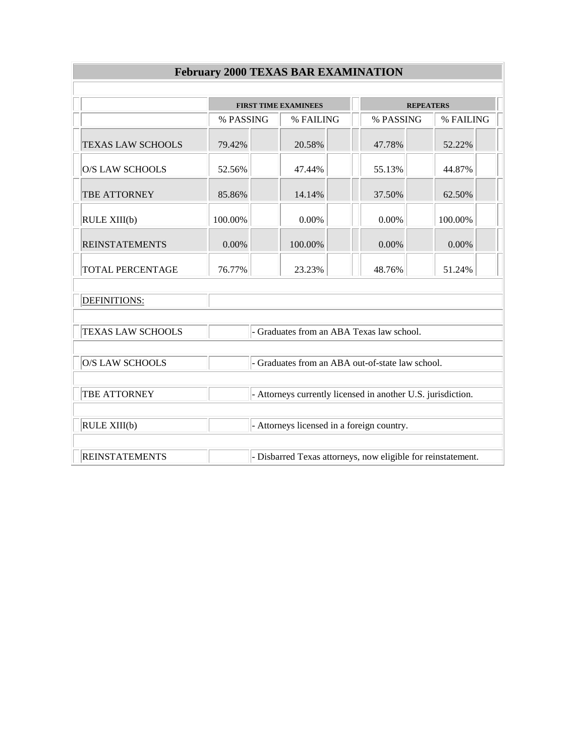## February 2000 TEXAS BAR EXAMINATION

| | FIRST TIME EXAMINEES | | REPEATERS | |
|---|---|---|---|---|
| | % PASSING | % FAILING | % PASSING | % FAILING |
| TEXAS LAW SCHOOLS | 79.42% | 20.58% | 47.78% | 52.22% |
| O/S LAW SCHOOLS | 52.56% | 47.44% | 55.13% | 44.87% |
| TBE ATTORNEY | 85.86% | 14.14% | 37.50% | 62.50% |
| RULE XIII(b) | 100.00% | 0.00% | 0.00% | 100.00% |
| REINSTATEMENTS | 0.00% | 100.00% | 0.00% | 0.00% |
| TOTAL PERCENTAGE | 76.77% | 23.23% | 48.76% | 51.24% |

DEFINITIONS:

| | |
|---|---|
| TEXAS LAW SCHOOLS | - Graduates from an ABA Texas law school. |
| O/S LAW SCHOOLS | - Graduates from an ABA out-of-state law school. |
| TBE ATTORNEY | - Attorneys currently licensed in another U.S. jurisdiction. |
| RULE XIII(b) | - Attorneys licensed in a foreign country. |
| REINSTATEMENTS | - Disbarred Texas attorneys, now eligible for reinstatement. |